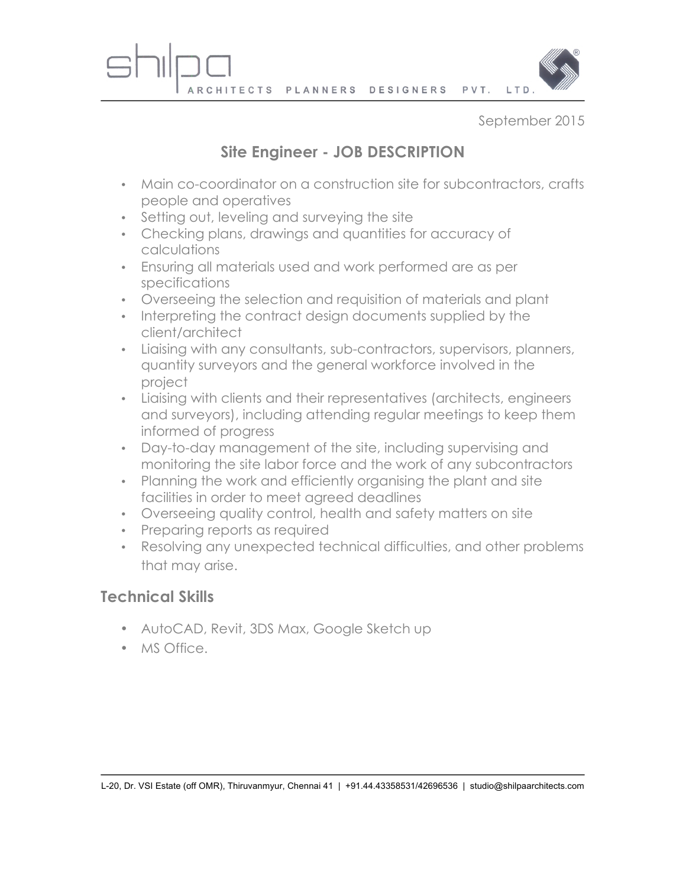shilpa ARCHITECTS PLANNERS DESIGNERS PVT. LTD.

September 2015

## Site Engineer - JOB DESCRIPTION

- Main co-coordinator on a construction site for subcontractors, crafts people and operatives
- Setting out, leveling and surveying the site
- Checking plans, drawings and quantities for accuracy of calculations
- Ensuring all materials used and work performed are as per specifications
- Overseeing the selection and requisition of materials and plant
- Interpreting the contract design documents supplied by the client/architect
- Liaising with any consultants, sub-contractors, supervisors, planners, quantity surveyors and the general workforce involved in the project
- Liaising with clients and their representatives (architects, engineers and surveyors), including attending regular meetings to keep them informed of progress
- Day-to-day management of the site, including supervising and monitoring the site labor force and the work of any subcontractors
- Planning the work and efficiently organising the plant and site facilities in order to meet agreed deadlines
- Overseeing quality control, health and safety matters on site
- Preparing reports as required
- Resolving any unexpected technical difficulties, and other problems that may arise.

## Technical Skills

- AutoCAD, Revit, 3DS Max, Google Sketch up
- MS Office.

L-20, Dr. VSI Estate (off OMR), Thiruvanmyur, Chennai 41 | +91.44.43358531/42696536 | studio@shilpaarchitects.com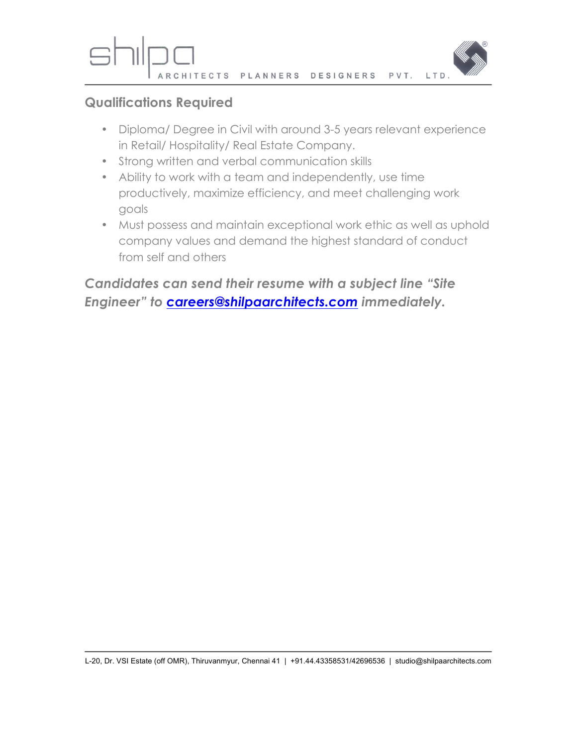## Qualifications Required

- Diploma/ Degree in Civil with around 3-5 years relevant experience in Retail/ Hospitality/ Real Estate Company.
- Strong written and verbal communication skills
- Ability to work with a team and independently, use time productively, maximize efficiency, and meet challenging work goals
- Must possess and maintain exceptional work ethic as well as uphold company values and demand the highest standard of conduct from self and others

***Candidates can send their resume with a subject line "Site Engineer" to careers@shilpaarchitects.com immediately.***